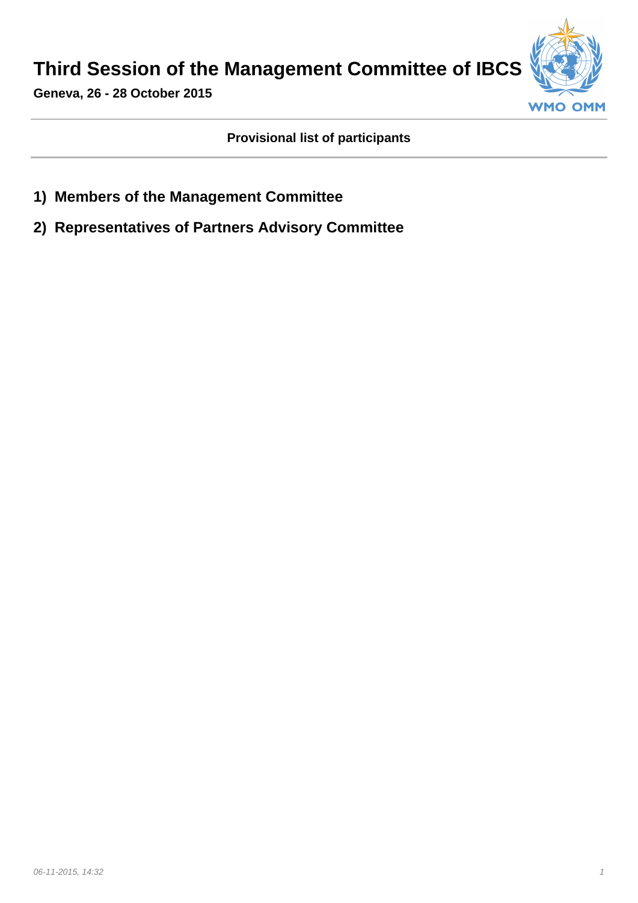# Third Session of the Management Committee of IBCS

**Geneva, 26 - 28 October 2015**

**Provisional list of participants**

## 1) Members of the Management Committee

## 2) Representatives of Partners Advisory Committee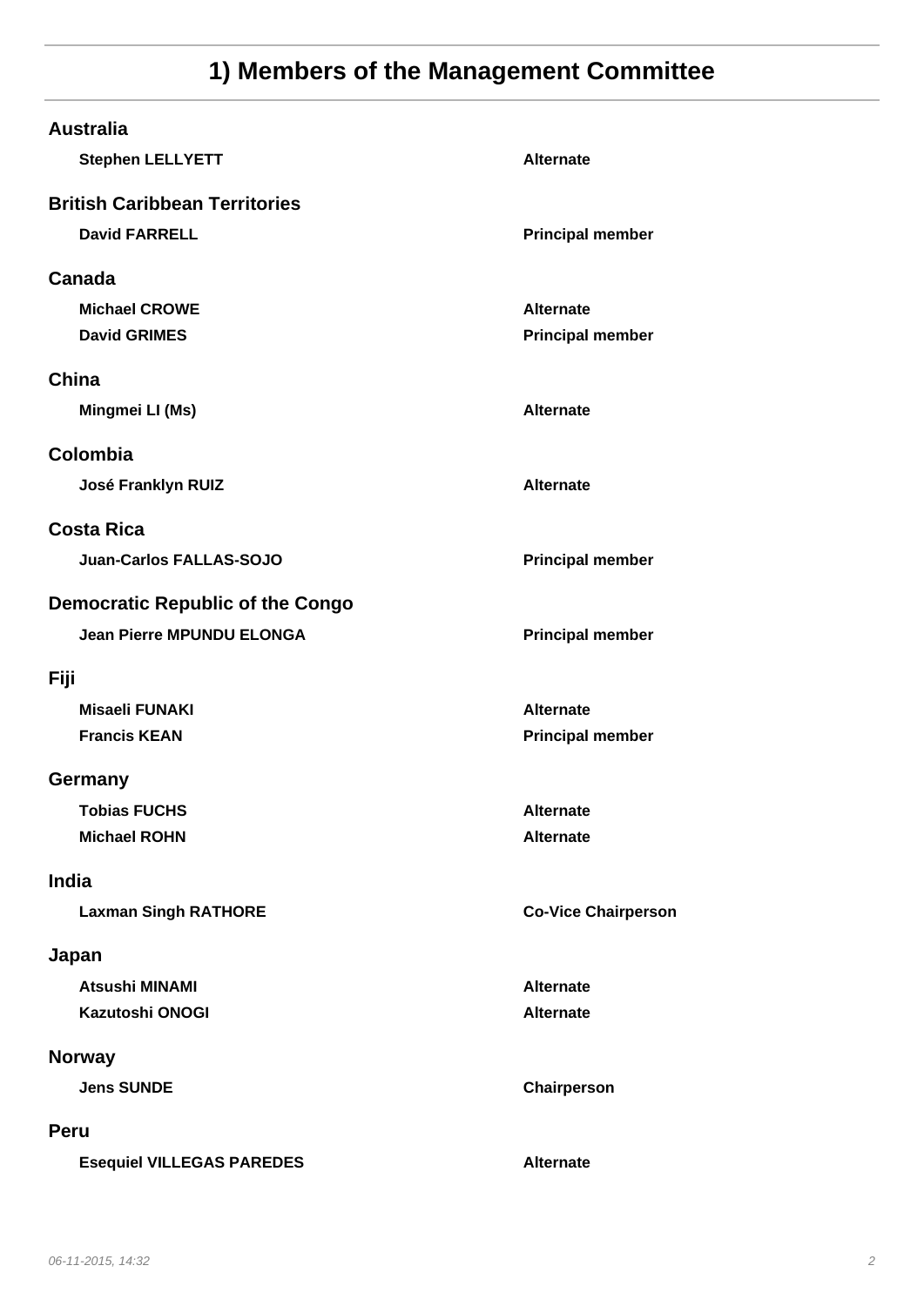# 1) Members of the Management Committee

## Australia

| | |
|---|---|
| **Stephen LELLYETT** | **Alternate** |

## British Caribbean Territories

| | |
|---|---|
| **David FARRELL** | **Principal member** |

## Canada

| | |
|---|---|
| **Michael CROWE** | **Alternate** |
| **David GRIMES** | **Principal member** |

## China

| | |
|---|---|
| **Mingmei LI (Ms)** | **Alternate** |

## Colombia

| | |
|---|---|
| **José Franklyn RUIZ** | **Alternate** |

## Costa Rica

| | |
|---|---|
| **Juan-Carlos FALLAS-SOJO** | **Principal member** |

## Democratic Republic of the Congo

| | |
|---|---|
| **Jean Pierre MPUNDU ELONGA** | **Principal member** |

## Fiji

| | |
|---|---|
| **Misaeli FUNAKI** | **Alternate** |
| **Francis KEAN** | **Principal member** |

## Germany

| | |
|---|---|
| **Tobias FUCHS** | **Alternate** |
| **Michael ROHN** | **Alternate** |

## India

| | |
|---|---|
| **Laxman Singh RATHORE** | **Co-Vice Chairperson** |

## Japan

| | |
|---|---|
| **Atsushi MINAMI** | **Alternate** |
| **Kazutoshi ONOGI** | **Alternate** |

## Norway

| | |
|---|---|
| **Jens SUNDE** | **Chairperson** |

## Peru

| | |
|---|---|
| **Esequiel VILLEGAS PAREDES** | **Alternate** |

*06-11-2015, 14:32*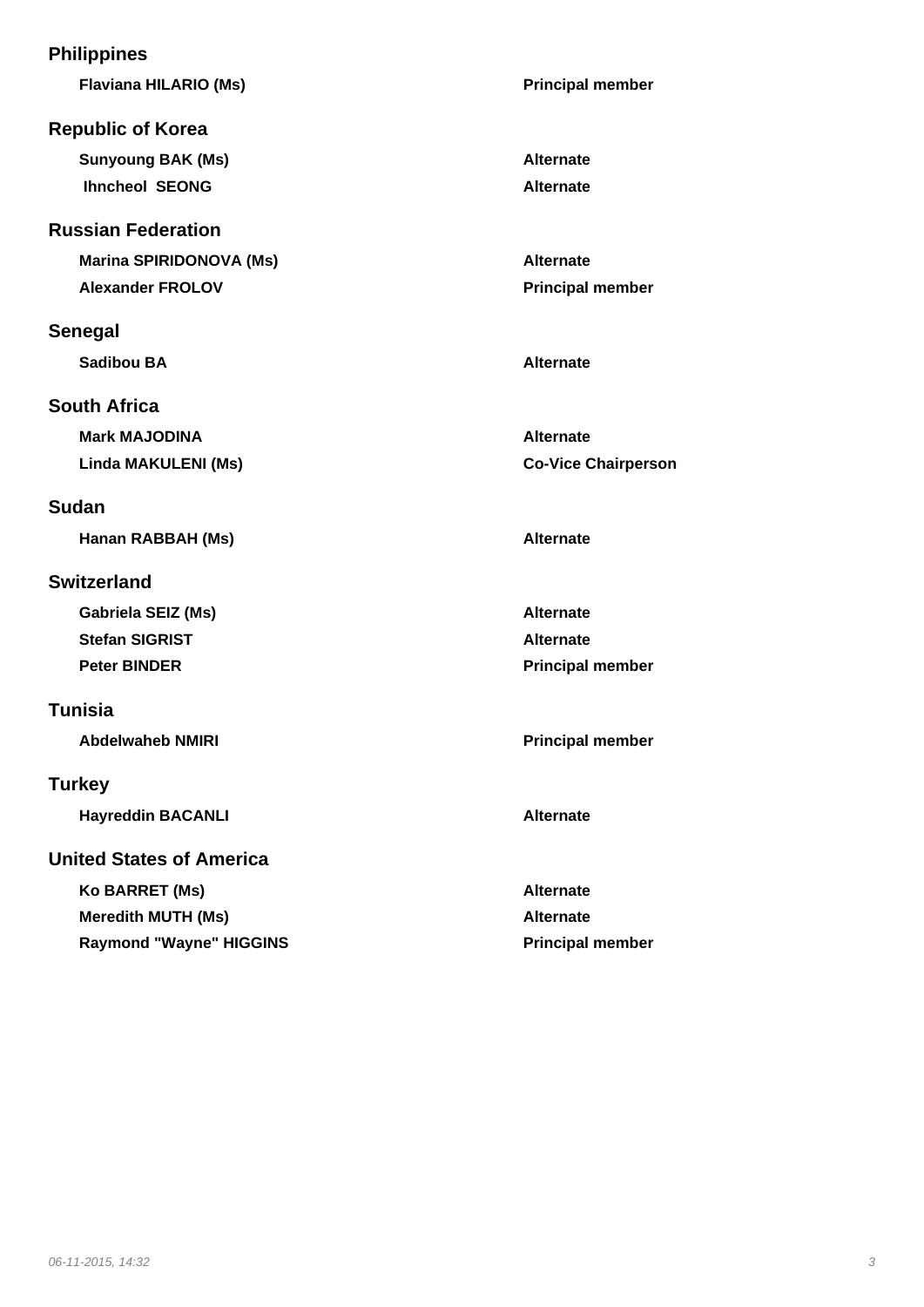## Philippines

| | |
|---|---|
| **Flaviana HILARIO (Ms)** | **Principal member** |

## Republic of Korea

| | |
|---|---|
| **Sunyoung BAK (Ms)** | **Alternate** |
| **Ihncheol SEONG** | **Alternate** |

## Russian Federation

| | |
|---|---|
| **Marina SPIRIDONOVA (Ms)** | **Alternate** |
| **Alexander FROLOV** | **Principal member** |

## Senegal

| | |
|---|---|
| **Sadibou BA** | **Alternate** |

## South Africa

| | |
|---|---|
| **Mark MAJODINA** | **Alternate** |
| **Linda MAKULENI (Ms)** | **Co-Vice Chairperson** |

## Sudan

| | |
|---|---|
| **Hanan RABBAH (Ms)** | **Alternate** |

## Switzerland

| | |
|---|---|
| **Gabriela SEIZ (Ms)** | **Alternate** |
| **Stefan SIGRIST** | **Alternate** |
| **Peter BINDER** | **Principal member** |

## Tunisia

| | |
|---|---|
| **Abdelwaheb NMIRI** | **Principal member** |

## Turkey

| | |
|---|---|
| **Hayreddin BACANLI** | **Alternate** |

## United States of America

| | |
|---|---|
| **Ko BARRET (Ms)** | **Alternate** |
| **Meredith MUTH (Ms)** | **Alternate** |
| **Raymond "Wayne" HIGGINS** | **Principal member** |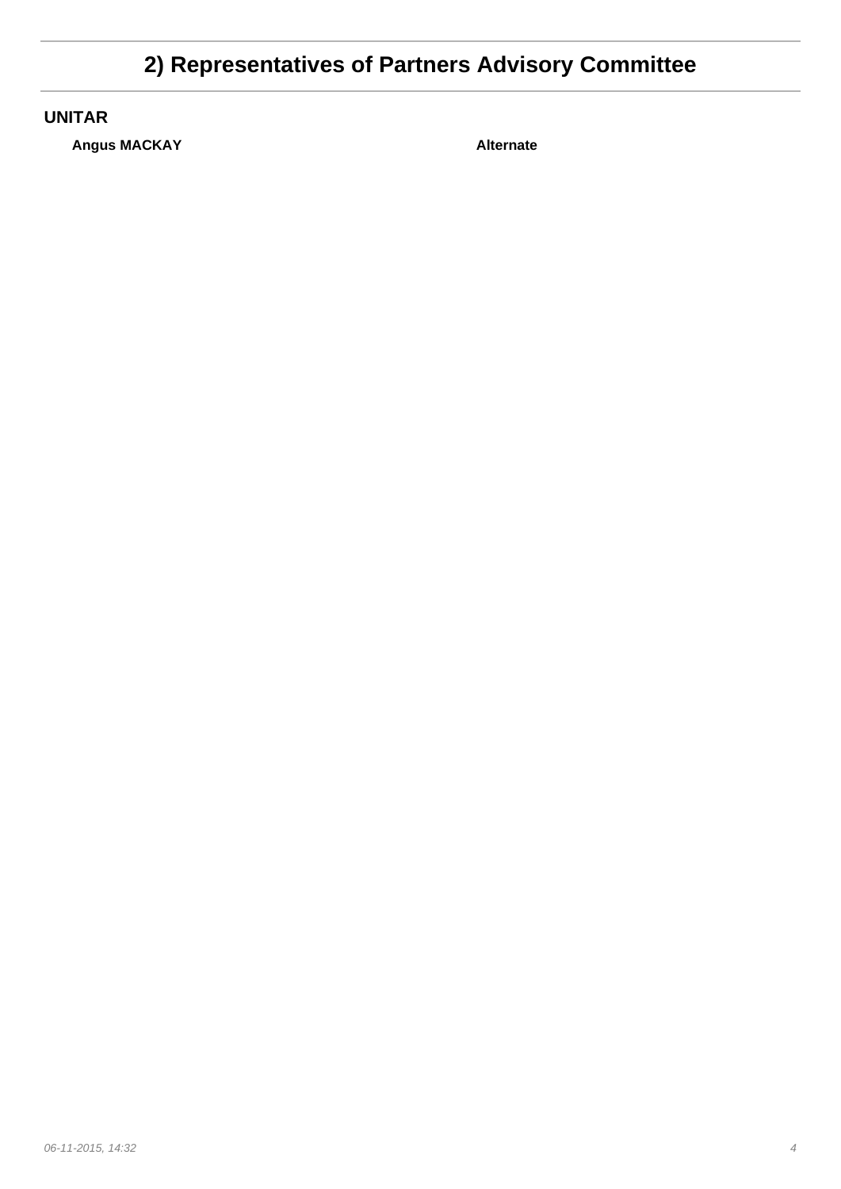# 2) Representatives of Partners Advisory Committee

## UNITAR

| | |
|---|---|
| **Angus MACKAY** | **Alternate** |